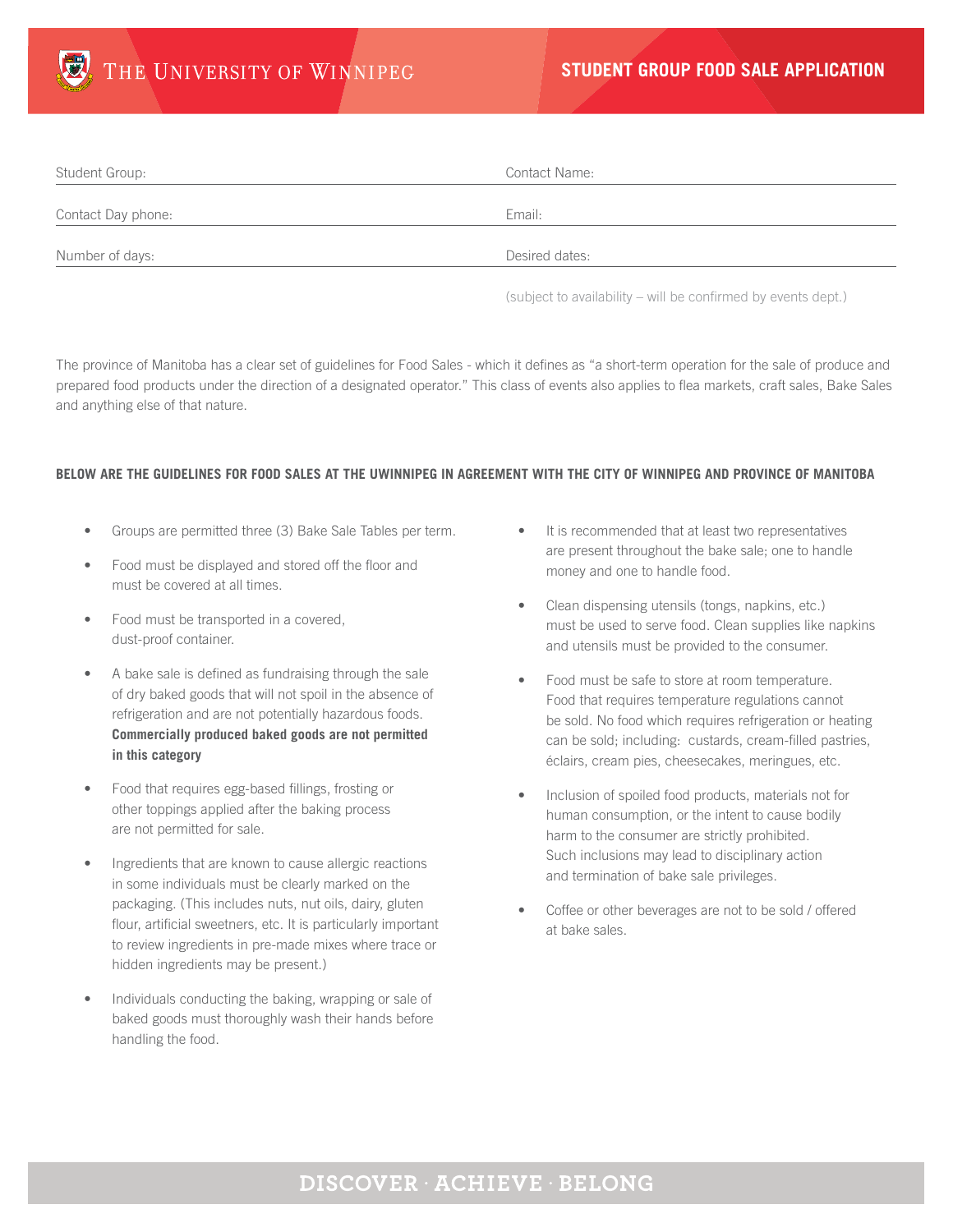# STUDENT GROUP FOOD SALE APPLICATION

THE UNIVERSITY OF WINNIPEG

Student Group: 

Contact Name: 

Contact Day phone: 

Email: 

Number of days: 

Desired dates: 

(subject to availability – will be confirmed by events dept.)

The province of Manitoba has a clear set of guidelines for Food Sales - which it defines as "a short-term operation for the sale of produce and prepared food products under the direction of a designated operator." This class of events also applies to flea markets, craft sales, Bake Sales and anything else of that nature.

**BELOW ARE THE GUIDELINES FOR FOOD SALES AT THE UWINNIPEG IN AGREEMENT WITH THE CITY OF WINNIPEG AND PROVINCE OF MANITOBA**

- Groups are permitted three (3) Bake Sale Tables per term.
- Food must be displayed and stored off the floor and must be covered at all times.
- Food must be transported in a covered, dust-proof container.
- A bake sale is defined as fundraising through the sale of dry baked goods that will not spoil in the absence of refrigeration and are not potentially hazardous foods. **Commercially produced baked goods are not permitted in this category**
- Food that requires egg-based fillings, frosting or other toppings applied after the baking process are not permitted for sale.
- Ingredients that are known to cause allergic reactions in some individuals must be clearly marked on the packaging. (This includes nuts, nut oils, dairy, gluten flour, artificial sweeteners, etc. It is particularly important to review ingredients in pre-made mixes where trace or hidden ingredients may be present.)
- Individuals conducting the baking, wrapping or sale of baked goods must thoroughly wash their hands before handling the food.
- It is recommended that at least two representatives are present throughout the bake sale; one to handle money and one to handle food.
- Clean dispensing utensils (tongs, napkins, etc.) must be used to serve food. Clean supplies like napkins and utensils must be provided to the consumer.
- Food must be safe to store at room temperature. Food that requires temperature regulations cannot be sold. No food which requires refrigeration or heating can be sold; including: custards, cream-filled pastries, éclairs, cream pies, cheesecakes, meringues, etc.
- Inclusion of spoiled food products, materials not for human consumption, or the intent to cause bodily harm to the consumer are strictly prohibited. Such inclusions may lead to disciplinary action and termination of bake sale privileges.
- Coffee or other beverages are not to be sold / offered at bake sales.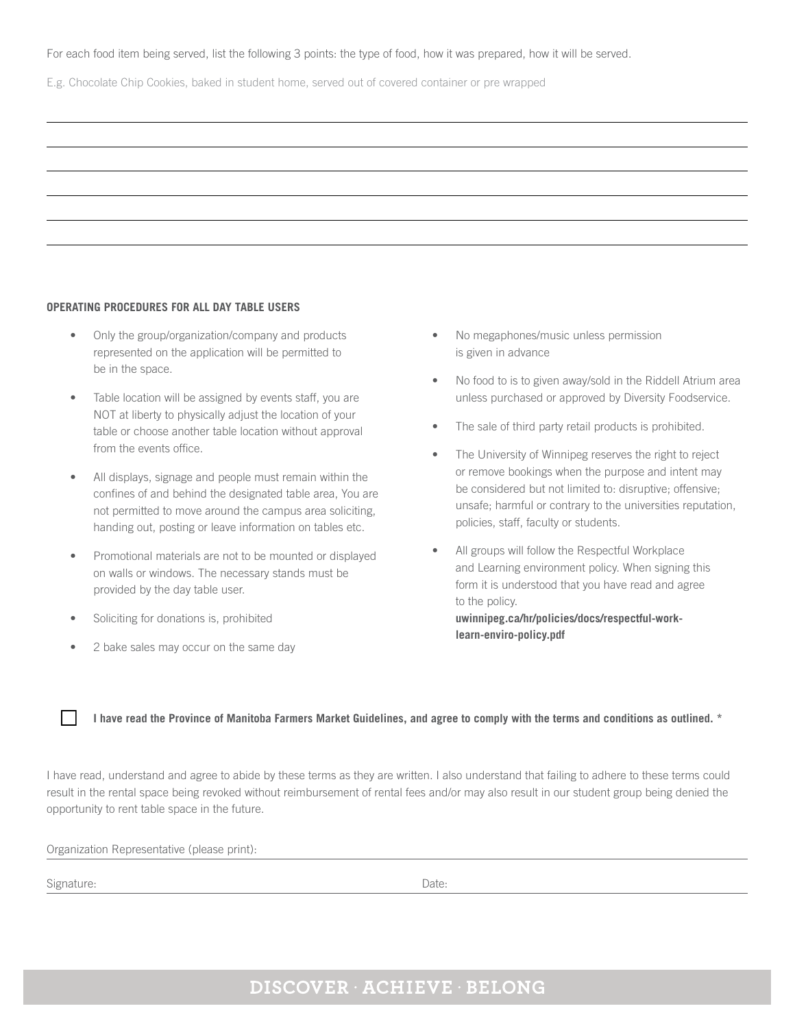For each food item being served, list the following 3 points: the type of food, how it was prepared, how it will be served.

E.g. Chocolate Chip Cookies, baked in student home, served out of covered container or pre wrapped

**OPERATING PROCEDURES FOR ALL DAY TABLE USERS**

- Only the group/organization/company and products represented on the application will be permitted to be in the space.
- Table location will be assigned by events staff, you are NOT at liberty to physically adjust the location of your table or choose another table location without approval from the events office.
- All displays, signage and people must remain within the confines of and behind the designated table area, You are not permitted to move around the campus area soliciting, handing out, posting or leave information on tables etc.
- Promotional materials are not to be mounted or displayed on walls or windows. The necessary stands must be provided by the day table user.
- Soliciting for donations is, prohibited
- 2 bake sales may occur on the same day
- No megaphones/music unless permission is given in advance
- No food to is to given away/sold in the Riddell Atrium area unless purchased or approved by Diversity Foodservice.
- The sale of third party retail products is prohibited.
- The University of Winnipeg reserves the right to reject or remove bookings when the purpose and intent may be considered but not limited to: disruptive; offensive; unsafe; harmful or contrary to the universities reputation, policies, staff, faculty or students.
- All groups will follow the Respectful Workplace and Learning environment policy. When signing this form it is understood that you have read and agree to the policy. **uwinnipeg.ca/hr/policies/docs/respectful-work-learn-enviro-policy.pdf**

☐ **I have read the Province of Manitoba Farmers Market Guidelines, and agree to comply with the terms and conditions as outlined.** *

I have read, understand and agree to abide by these terms as they are written. I also understand that failing to adhere to these terms could result in the rental space being revoked without reimbursement of rental fees and/or may also result in our student group being denied the opportunity to rent table space in the future.

Organization Representative (please print):

Signature: Date:

DISCOVER · ACHIEVE · BELONG